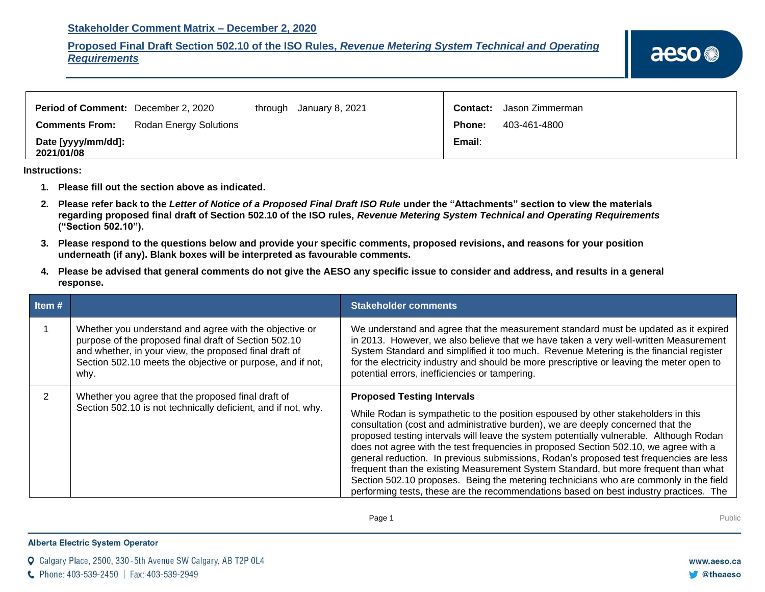## Stakeholder Comment Matrix – December 2, 2020

## Proposed Final Draft Section 502.10 of the ISO Rules, *Revenue Metering System Technical and Operating Requirements*

| | | | | | |
|---|---|---|---|---|---|
| **Period of Comment:** | December 2, 2020 | through | January 8, 2021 | **Contact:** | Jason Zimmerman |
| **Comments From:** | Rodan Energy Solutions | | | **Phone:** | 403-461-4800 |
| **Date [yyyy/mm/dd]:** 2021/01/08 | | | | **Email:** | |

**Instructions:**

1. **Please fill out the section above as indicated.**
2. **Please refer back to the *Letter of Notice of a Proposed Final Draft ISO Rule* under the "Attachments" section to view the materials regarding proposed final draft of Section 502.10 of the ISO rules, *Revenue Metering System Technical and Operating Requirements* ("Section 502.10").**
3. **Please respond to the questions below and provide your specific comments, proposed revisions, and reasons for your position underneath (if any). Blank boxes will be interpreted as favourable comments.**
4. **Please be advised that general comments do not give the AESO any specific issue to consider and address, and results in a general response.**

| Item # | | Stakeholder comments |
|---|---|---|
| 1 | Whether you understand and agree with the objective or purpose of the proposed final draft of Section 502.10 and whether, in your view, the proposed final draft of Section 502.10 meets the objective or purpose, and if not, why. | We understand and agree that the measurement standard must be updated as it expired in 2013. However, we also believe that we have taken a very well-written Measurement System Standard and simplified it too much. Revenue Metering is the financial register for the electricity industry and should be more prescriptive or leaving the meter open to potential errors, inefficiencies or tampering. |
| 2 | Whether you agree that the proposed final draft of Section 502.10 is not technically deficient, and if not, why. | **Proposed Testing Intervals**<br><br>While Rodan is sympathetic to the position espoused by other stakeholders in this consultation (cost and administrative burden), we are deeply concerned that the proposed testing intervals will leave the system potentially vulnerable. Although Rodan does not agree with the test frequencies in proposed Section 502.10, we agree with a general reduction. In previous submissions, Rodan's proposed test frequencies are less frequent than the existing Measurement System Standard, but more frequent than what Section 502.10 proposes. Being the metering technicians who are commonly in the field performing tests, these are the recommendations based on best industry practices. The |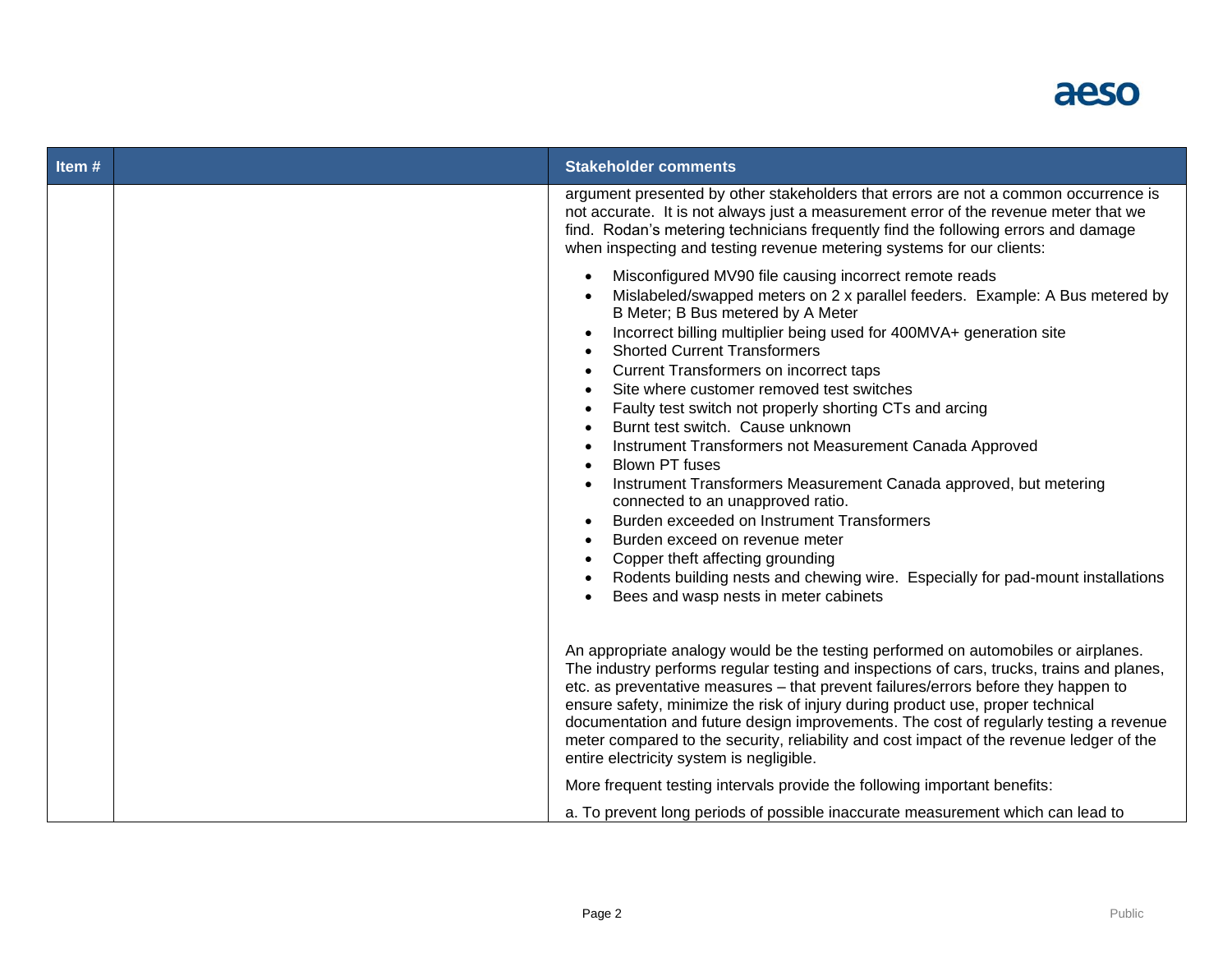| Item # | | Stakeholder comments |
|---|---|---|
| | | argument presented by other stakeholders that errors are not a common occurrence is not accurate. It is not always just a measurement error of the revenue meter that we find. Rodan's metering technicians frequently find the following errors and damage when inspecting and testing revenue metering systems for our clients:<br><br>• Misconfigured MV90 file causing incorrect remote reads<br>• Mislabeled/swapped meters on 2 x parallel feeders. Example: A Bus metered by B Meter; B Bus metered by A Meter<br>• Incorrect billing multiplier being used for 400MVA+ generation site<br>• Shorted Current Transformers<br>• Current Transformers on incorrect taps<br>• Site where customer removed test switches<br>• Faulty test switch not properly shorting CTs and arcing<br>• Burnt test switch. Cause unknown<br>• Instrument Transformers not Measurement Canada Approved<br>• Blown PT fuses<br>• Instrument Transformers Measurement Canada approved, but metering connected to an unapproved ratio.<br>• Burden exceeded on Instrument Transformers<br>• Burden exceed on revenue meter<br>• Copper theft affecting grounding<br>• Rodents building nests and chewing wire. Especially for pad-mount installations<br>• Bees and wasp nests in meter cabinets<br><br>An appropriate analogy would be the testing performed on automobiles or airplanes. The industry performs regular testing and inspections of cars, trucks, trains and planes, etc. as preventative measures – that prevent failures/errors before they happen to ensure safety, minimize the risk of injury during product use, proper technical documentation and future design improvements. The cost of regularly testing a revenue meter compared to the security, reliability and cost impact of the revenue ledger of the entire electricity system is negligible.<br><br>More frequent testing intervals provide the following important benefits:<br><br>a. To prevent long periods of possible inaccurate measurement which can lead to |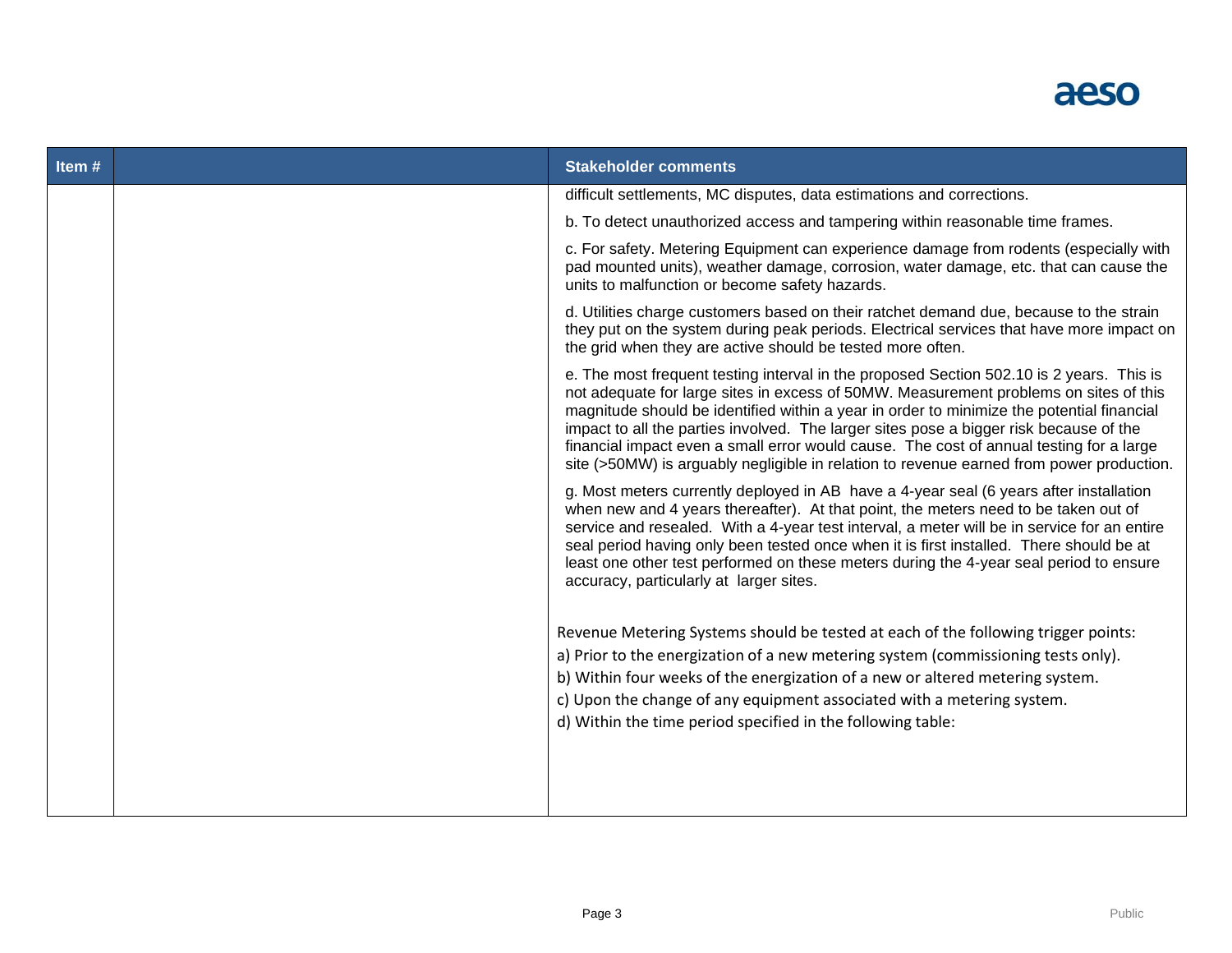| Item # | | Stakeholder comments |
|---|---|---|
| | | difficult settlements, MC disputes, data estimations and corrections.<br><br>b. To detect unauthorized access and tampering within reasonable time frames.<br><br>c. For safety. Metering Equipment can experience damage from rodents (especially with pad mounted units), weather damage, corrosion, water damage, etc. that can cause the units to malfunction or become safety hazards.<br><br>d. Utilities charge customers based on their ratchet demand due, because to the strain they put on the system during peak periods. Electrical services that have more impact on the grid when they are active should be tested more often.<br><br>e. The most frequent testing interval in the proposed Section 502.10 is 2 years. This is not adequate for large sites in excess of 50MW. Measurement problems on sites of this magnitude should be identified within a year in order to minimize the potential financial impact to all the parties involved. The larger sites pose a bigger risk because of the financial impact even a small error would cause. The cost of annual testing for a large site (>50MW) is arguably negligible in relation to revenue earned from power production.<br><br>g. Most meters currently deployed in AB have a 4-year seal (6 years after installation when new and 4 years thereafter). At that point, the meters need to be taken out of service and resealed. With a 4-year test interval, a meter will be in service for an entire seal period having only been tested once when it is first installed. There should be at least one other test performed on these meters during the 4-year seal period to ensure accuracy, particularly at larger sites.<br><br>Revenue Metering Systems should be tested at each of the following trigger points:<br>a) Prior to the energization of a new metering system (commissioning tests only).<br>b) Within four weeks of the energization of a new or altered metering system.<br>c) Upon the change of any equipment associated with a metering system.<br>d) Within the time period specified in the following table: |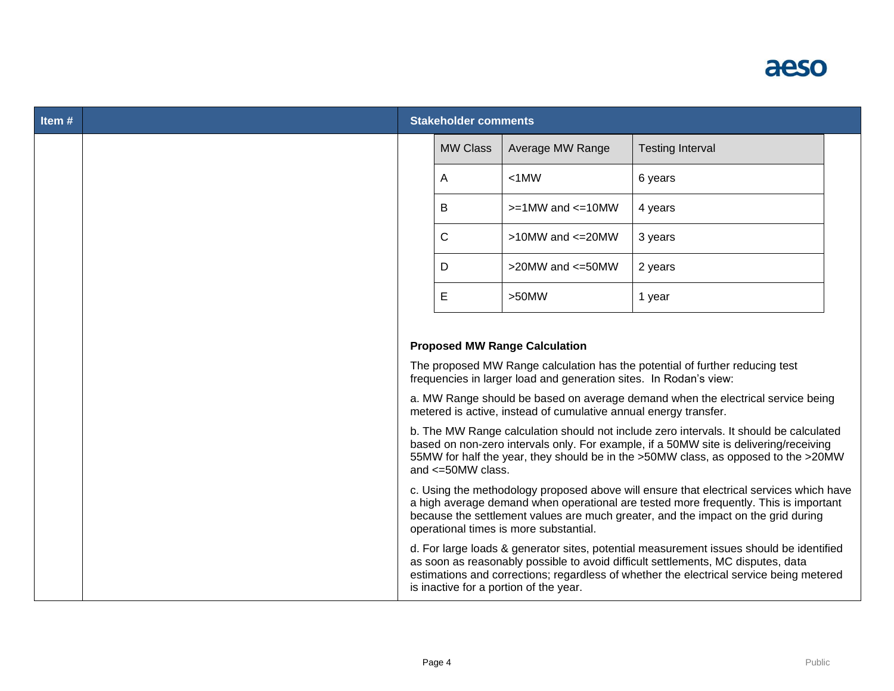| Item # | | Stakeholder comments |
|---|---|---|
| | | |

| MW Class | Average MW Range | Testing Interval |
|---|---|---|
| A | <1MW | 6 years |
| B | >=1MW and <=10MW | 4 years |
| C | >10MW and <=20MW | 3 years |
| D | >20MW and <=50MW | 2 years |
| E | >50MW | 1 year |

**Proposed MW Range Calculation**

The proposed MW Range calculation has the potential of further reducing test frequencies in larger load and generation sites. In Rodan's view:

a. MW Range should be based on average demand when the electrical service being metered is active, instead of cumulative annual energy transfer.

b. The MW Range calculation should not include zero intervals. It should be calculated based on non-zero intervals only. For example, if a 50MW site is delivering/receiving 55MW for half the year, they should be in the >50MW class, as opposed to the >20MW and <=50MW class.

c. Using the methodology proposed above will ensure that electrical services which have a high average demand when operational are tested more frequently. This is important because the settlement values are much greater, and the impact on the grid during operational times is more substantial.

d. For large loads & generator sites, potential measurement issues should be identified as soon as reasonably possible to avoid difficult settlements, MC disputes, data estimations and corrections; regardless of whether the electrical service being metered is inactive for a portion of the year.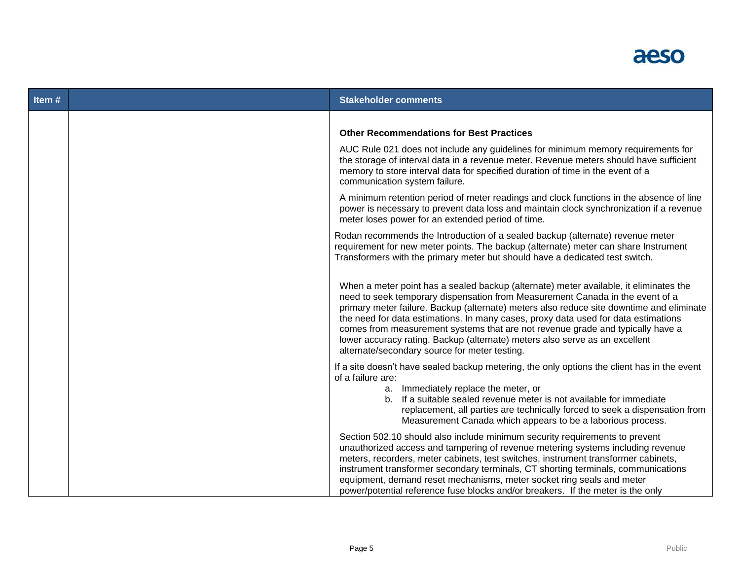| Item # | | Stakeholder comments |
|---|---|---|
| | | **Other Recommendations for Best Practices**<br><br>AUC Rule 021 does not include any guidelines for minimum memory requirements for the storage of interval data in a revenue meter. Revenue meters should have sufficient memory to store interval data for specified duration of time in the event of a communication system failure.<br><br>A minimum retention period of meter readings and clock functions in the absence of line power is necessary to prevent data loss and maintain clock synchronization if a revenue meter loses power for an extended period of time.<br><br>Rodan recommends the Introduction of a sealed backup (alternate) revenue meter requirement for new meter points. The backup (alternate) meter can share Instrument Transformers with the primary meter but should have a dedicated test switch.<br><br>When a meter point has a sealed backup (alternate) meter available, it eliminates the need to seek temporary dispensation from Measurement Canada in the event of a primary meter failure. Backup (alternate) meters also reduce site downtime and eliminate the need for data estimations. In many cases, proxy data used for data estimations comes from measurement systems that are not revenue grade and typically have a lower accuracy rating. Backup (alternate) meters also serve as an excellent alternate/secondary source for meter testing.<br><br>If a site doesn't have sealed backup metering, the only options the client has in the event of a failure are:<br>a. Immediately replace the meter, or<br>b. If a suitable sealed revenue meter is not available for immediate replacement, all parties are technically forced to seek a dispensation from Measurement Canada which appears to be a laborious process.<br><br>Section 502.10 should also include minimum security requirements to prevent unauthorized access and tampering of revenue metering systems including revenue meters, recorders, meter cabinets, test switches, instrument transformer cabinets, instrument transformer secondary terminals, CT shorting terminals, communications equipment, demand reset mechanisms, meter socket ring seals and meter power/potential reference fuse blocks and/or breakers. If the meter is the only |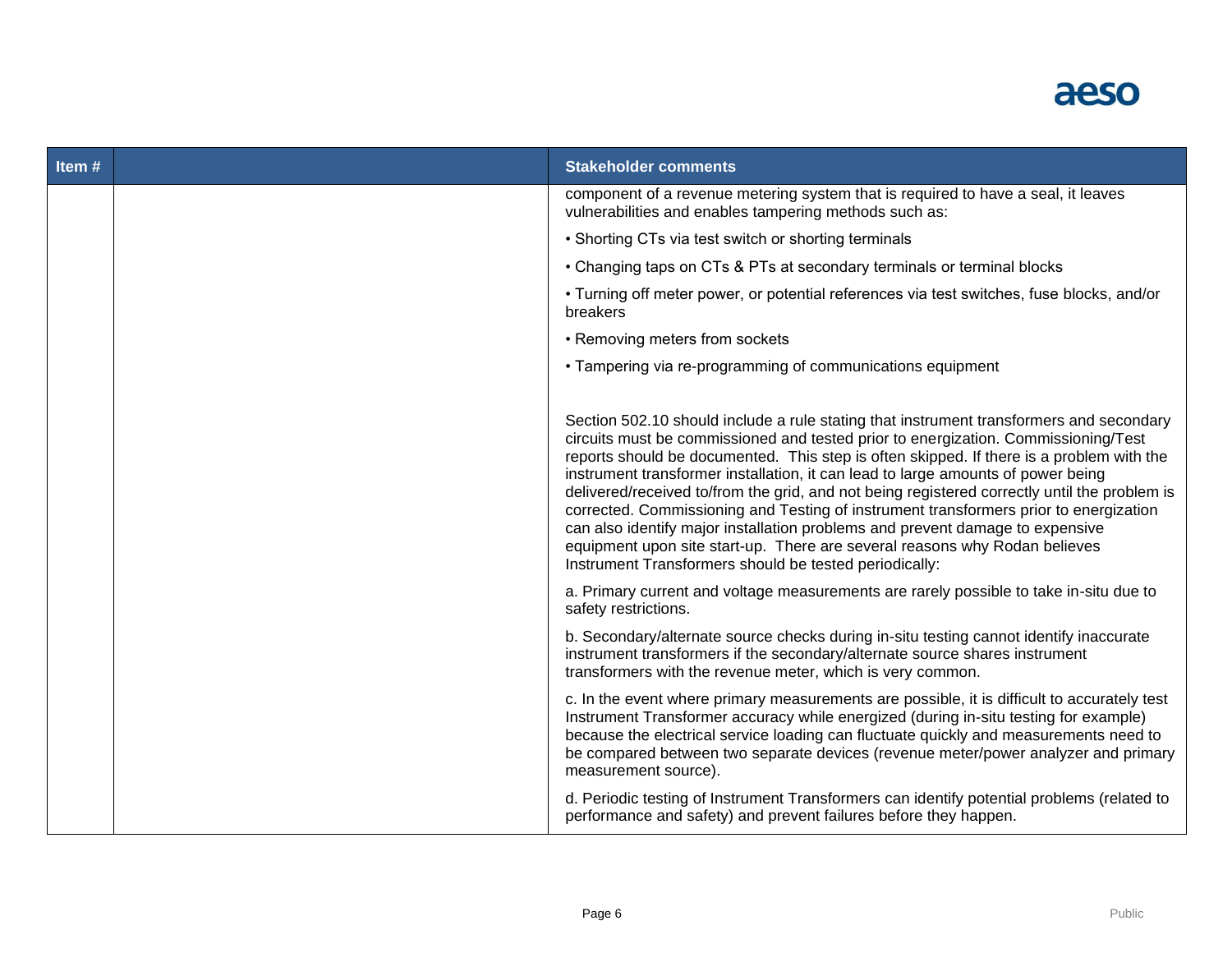| Item # | | Stakeholder comments |
|---|---|---|
| | | component of a revenue metering system that is required to have a seal, it leaves vulnerabilities and enables tampering methods such as:<br><br>• Shorting CTs via test switch or shorting terminals<br><br>• Changing taps on CTs & PTs at secondary terminals or terminal blocks<br><br>• Turning off meter power, or potential references via test switches, fuse blocks, and/or breakers<br><br>• Removing meters from sockets<br><br>• Tampering via re-programming of communications equipment<br><br>Section 502.10 should include a rule stating that instrument transformers and secondary circuits must be commissioned and tested prior to energization. Commissioning/Test reports should be documented. This step is often skipped. If there is a problem with the instrument transformer installation, it can lead to large amounts of power being delivered/received to/from the grid, and not being registered correctly until the problem is corrected. Commissioning and Testing of instrument transformers prior to energization can also identify major installation problems and prevent damage to expensive equipment upon site start-up. There are several reasons why Rodan believes Instrument Transformers should be tested periodically:<br><br>a. Primary current and voltage measurements are rarely possible to take in-situ due to safety restrictions.<br><br>b. Secondary/alternate source checks during in-situ testing cannot identify inaccurate instrument transformers if the secondary/alternate source shares instrument transformers with the revenue meter, which is very common.<br><br>c. In the event where primary measurements are possible, it is difficult to accurately test Instrument Transformer accuracy while energized (during in-situ testing for example) because the electrical service loading can fluctuate quickly and measurements need to be compared between two separate devices (revenue meter/power analyzer and primary measurement source).<br><br>d. Periodic testing of Instrument Transformers can identify potential problems (related to performance and safety) and prevent failures before they happen. |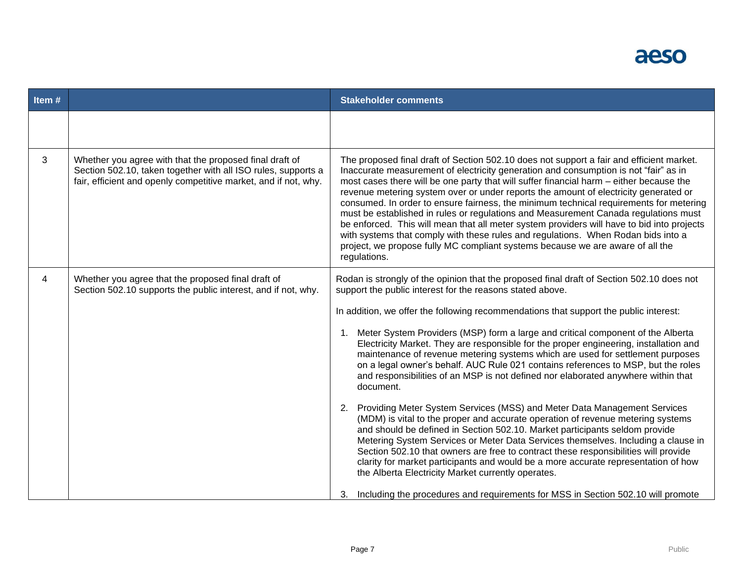| Item # | | Stakeholder comments |
|---|---|---|
| | | |
| 3 | Whether you agree with that the proposed final draft of Section 502.10, taken together with all ISO rules, supports a fair, efficient and openly competitive market, and if not, why. | The proposed final draft of Section 502.10 does not support a fair and efficient market. Inaccurate measurement of electricity generation and consumption is not "fair" as in most cases there will be one party that will suffer financial harm – either because the revenue metering system over or under reports the amount of electricity generated or consumed. In order to ensure fairness, the minimum technical requirements for metering must be established in rules or regulations and Measurement Canada regulations must be enforced. This will mean that all meter system providers will have to bid into projects with systems that comply with these rules and regulations. When Rodan bids into a project, we propose fully MC compliant systems because we are aware of all the regulations. |
| 4 | Whether you agree that the proposed final draft of Section 502.10 supports the public interest, and if not, why. | Rodan is strongly of the opinion that the proposed final draft of Section 502.10 does not support the public interest for the reasons stated above.<br><br>In addition, we offer the following recommendations that support the public interest:<br><br>1. Meter System Providers (MSP) form a large and critical component of the Alberta Electricity Market. They are responsible for the proper engineering, installation and maintenance of revenue metering systems which are used for settlement purposes on a legal owner's behalf. AUC Rule 021 contains references to MSP, but the roles and responsibilities of an MSP is not defined nor elaborated anywhere within that document.<br><br>2. Providing Meter System Services (MSS) and Meter Data Management Services (MDM) is vital to the proper and accurate operation of revenue metering systems and should be defined in Section 502.10. Market participants seldom provide Metering System Services or Meter Data Services themselves. Including a clause in Section 502.10 that owners are free to contract these responsibilities will provide clarity for market participants and would be a more accurate representation of how the Alberta Electricity Market currently operates.<br><br>3. Including the procedures and requirements for MSS in Section 502.10 will promote |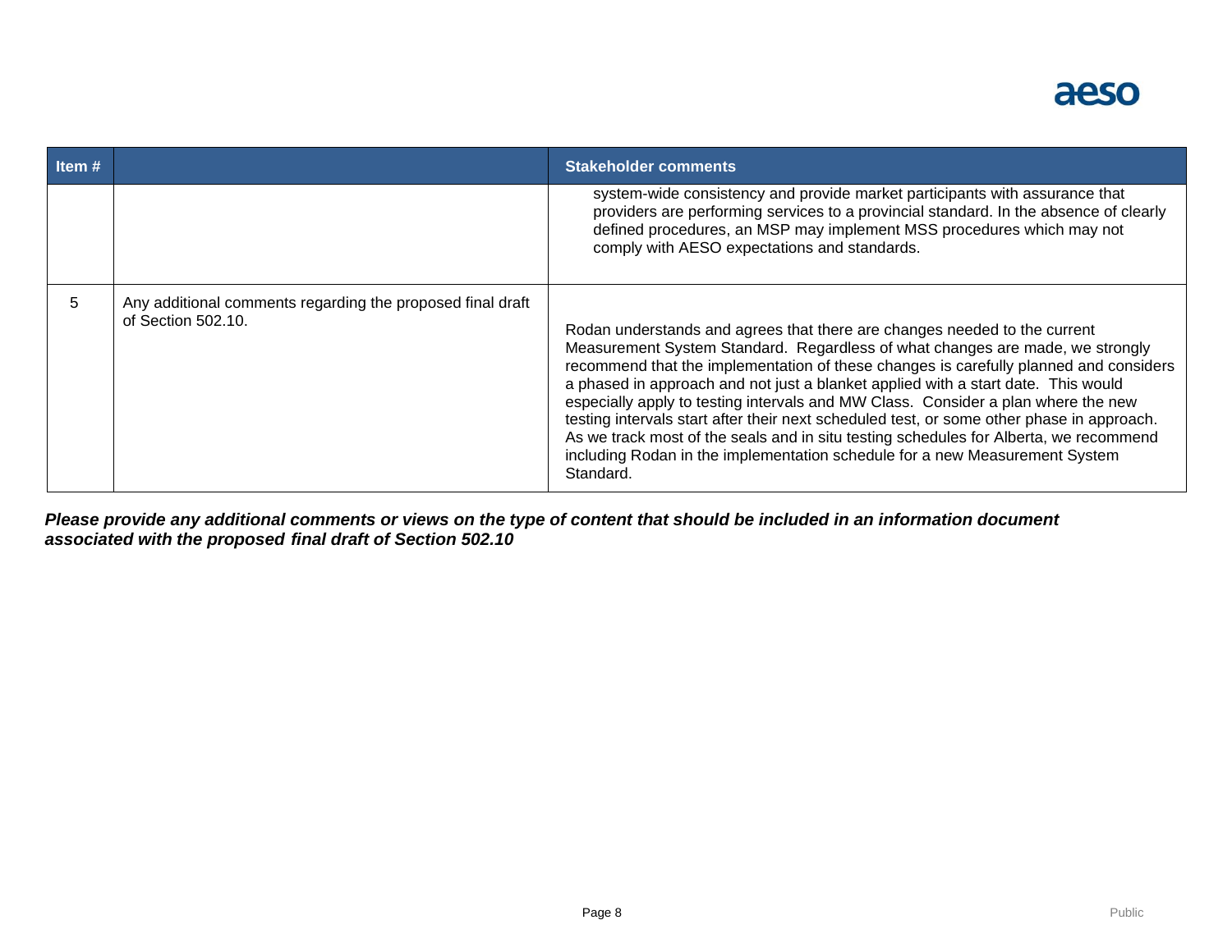| Item # | | Stakeholder comments |
|---|---|---|
| | | system-wide consistency and provide market participants with assurance that providers are performing services to a provincial standard. In the absence of clearly defined procedures, an MSP may implement MSS procedures which may not comply with AESO expectations and standards. |
| 5 | Any additional comments regarding the proposed final draft of Section 502.10. | Rodan understands and agrees that there are changes needed to the current Measurement System Standard. Regardless of what changes are made, we strongly recommend that the implementation of these changes is carefully planned and considers a phased in approach and not just a blanket applied with a start date. This would especially apply to testing intervals and MW Class. Consider a plan where the new testing intervals start after their next scheduled test, or some other phase in approach. As we track most of the seals and in situ testing schedules for Alberta, we recommend including Rodan in the implementation schedule for a new Measurement System Standard. |

***Please provide any additional comments or views on the type of content that should be included in an information document associated with the proposed final draft of Section 502.10***